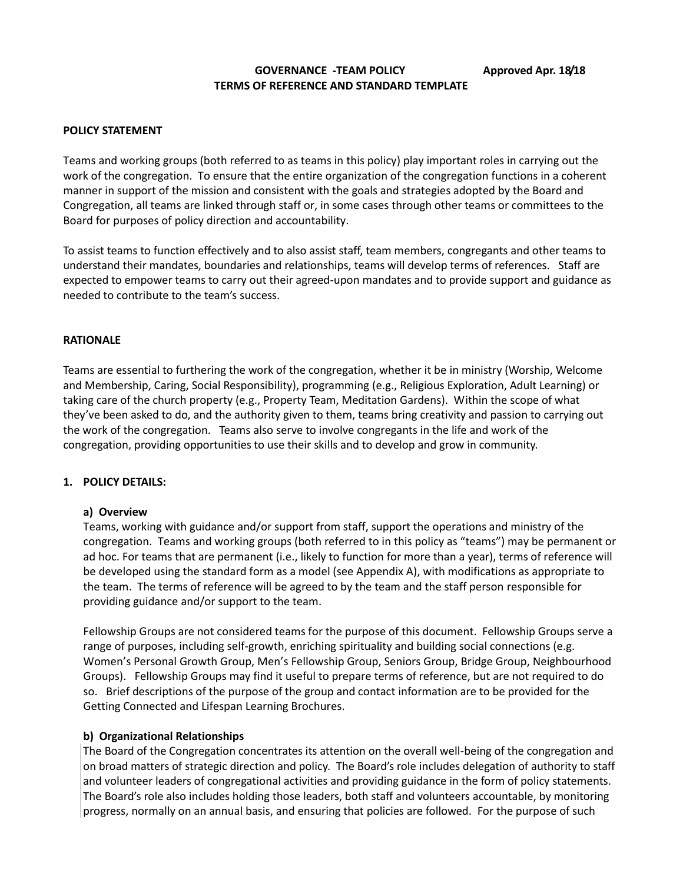# GOVERNANCE -TEAM POLICY — Approved Apr. 18/18

## TERMS OF REFERENCE AND STANDARD TEMPLATE

### POLICY STATEMENT

Teams and working groups (both referred to as teams in this policy) play important roles in carrying out the work of the congregation. To ensure that the entire organization of the congregation functions in a coherent manner in support of the mission and consistent with the goals and strategies adopted by the Board and Congregation, all teams are linked through staff or, in some cases through other teams or committees to the Board for purposes of policy direction and accountability.

To assist teams to function effectively and to also assist staff, team members, congregants and other teams to understand their mandates, boundaries and relationships, teams will develop terms of references. Staff are expected to empower teams to carry out their agreed-upon mandates and to provide support and guidance as needed to contribute to the team's success.

### RATIONALE

Teams are essential to furthering the work of the congregation, whether it be in ministry (Worship, Welcome and Membership, Caring, Social Responsibility), programming (e.g., Religious Exploration, Adult Learning) or taking care of the church property (e.g., Property Team, Meditation Gardens). Within the scope of what they've been asked to do, and the authority given to them, teams bring creativity and passion to carrying out the work of the congregation. Teams also serve to involve congregants in the life and work of the congregation, providing opportunities to use their skills and to develop and grow in community.

### 1. POLICY DETAILS:

#### a) Overview

Teams, working with guidance and/or support from staff, support the operations and ministry of the congregation. Teams and working groups (both referred to in this policy as "teams") may be permanent or ad hoc. For teams that are permanent (i.e., likely to function for more than a year), terms of reference will be developed using the standard form as a model (see Appendix A), with modifications as appropriate to the team. The terms of reference will be agreed to by the team and the staff person responsible for providing guidance and/or support to the team.

Fellowship Groups are not considered teams for the purpose of this document. Fellowship Groups serve a range of purposes, including self-growth, enriching spirituality and building social connections (e.g. Women's Personal Growth Group, Men's Fellowship Group, Seniors Group, Bridge Group, Neighbourhood Groups). Fellowship Groups may find it useful to prepare terms of reference, but are not required to do so. Brief descriptions of the purpose of the group and contact information are to be provided for the Getting Connected and Lifespan Learning Brochures.

#### b) Organizational Relationships

The Board of the Congregation concentrates its attention on the overall well-being of the congregation and on broad matters of strategic direction and policy. The Board's role includes delegation of authority to staff and volunteer leaders of congregational activities and providing guidance in the form of policy statements. The Board's role also includes holding those leaders, both staff and volunteers accountable, by monitoring progress, normally on an annual basis, and ensuring that policies are followed. For the purpose of such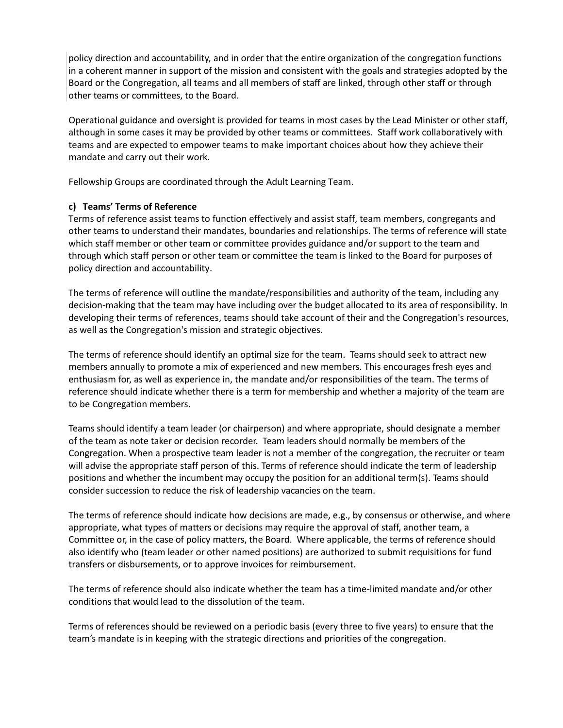policy direction and accountability, and in order that the entire organization of the congregation functions in a coherent manner in support of the mission and consistent with the goals and strategies adopted by the Board or the Congregation, all teams and all members of staff are linked, through other staff or through other teams or committees, to the Board.

Operational guidance and oversight is provided for teams in most cases by the Lead Minister or other staff, although in some cases it may be provided by other teams or committees. Staff work collaboratively with teams and are expected to empower teams to make important choices about how they achieve their mandate and carry out their work.

Fellowship Groups are coordinated through the Adult Learning Team.

**c) Teams' Terms of Reference**

Terms of reference assist teams to function effectively and assist staff, team members, congregants and other teams to understand their mandates, boundaries and relationships. The terms of reference will state which staff member or other team or committee provides guidance and/or support to the team and through which staff person or other team or committee the team is linked to the Board for purposes of policy direction and accountability.

The terms of reference will outline the mandate/responsibilities and authority of the team, including any decision-making that the team may have including over the budget allocated to its area of responsibility. In developing their terms of references, teams should take account of their and the Congregation's resources, as well as the Congregation's mission and strategic objectives.

The terms of reference should identify an optimal size for the team. Teams should seek to attract new members annually to promote a mix of experienced and new members. This encourages fresh eyes and enthusiasm for, as well as experience in, the mandate and/or responsibilities of the team. The terms of reference should indicate whether there is a term for membership and whether a majority of the team are to be Congregation members.

Teams should identify a team leader (or chairperson) and where appropriate, should designate a member of the team as note taker or decision recorder. Team leaders should normally be members of the Congregation. When a prospective team leader is not a member of the congregation, the recruiter or team will advise the appropriate staff person of this. Terms of reference should indicate the term of leadership positions and whether the incumbent may occupy the position for an additional term(s). Teams should consider succession to reduce the risk of leadership vacancies on the team.

The terms of reference should indicate how decisions are made, e.g., by consensus or otherwise, and where appropriate, what types of matters or decisions may require the approval of staff, another team, a Committee or, in the case of policy matters, the Board. Where applicable, the terms of reference should also identify who (team leader or other named positions) are authorized to submit requisitions for fund transfers or disbursements, or to approve invoices for reimbursement.

The terms of reference should also indicate whether the team has a time-limited mandate and/or other conditions that would lead to the dissolution of the team.

Terms of references should be reviewed on a periodic basis (every three to five years) to ensure that the team's mandate is in keeping with the strategic directions and priorities of the congregation.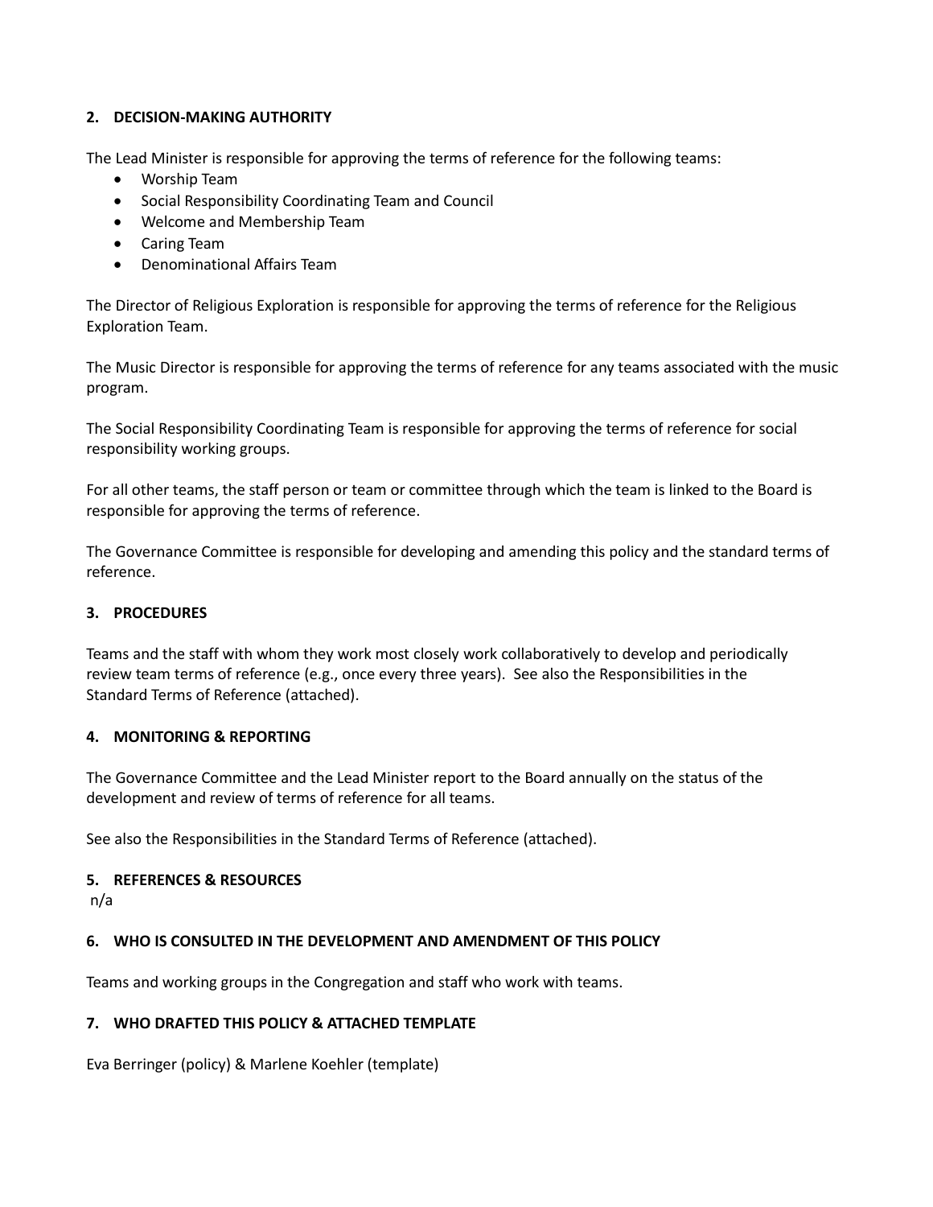## 2. DECISION-MAKING AUTHORITY

The Lead Minister is responsible for approving the terms of reference for the following teams:

- Worship Team
- Social Responsibility Coordinating Team and Council
- Welcome and Membership Team
- Caring Team
- Denominational Affairs Team

The Director of Religious Exploration is responsible for approving the terms of reference for the Religious Exploration Team.

The Music Director is responsible for approving the terms of reference for any teams associated with the music program.

The Social Responsibility Coordinating Team is responsible for approving the terms of reference for social responsibility working groups.

For all other teams, the staff person or team or committee through which the team is linked to the Board is responsible for approving the terms of reference.

The Governance Committee is responsible for developing and amending this policy and the standard terms of reference.

## 3. PROCEDURES

Teams and the staff with whom they work most closely work collaboratively to develop and periodically review team terms of reference (e.g., once every three years). See also the Responsibilities in the Standard Terms of Reference (attached).

## 4. MONITORING & REPORTING

The Governance Committee and the Lead Minister report to the Board annually on the status of the development and review of terms of reference for all teams.

See also the Responsibilities in the Standard Terms of Reference (attached).

## 5. REFERENCES & RESOURCES

n/a

## 6. WHO IS CONSULTED IN THE DEVELOPMENT AND AMENDMENT OF THIS POLICY

Teams and working groups in the Congregation and staff who work with teams.

## 7. WHO DRAFTED THIS POLICY & ATTACHED TEMPLATE

Eva Berringer (policy) & Marlene Koehler (template)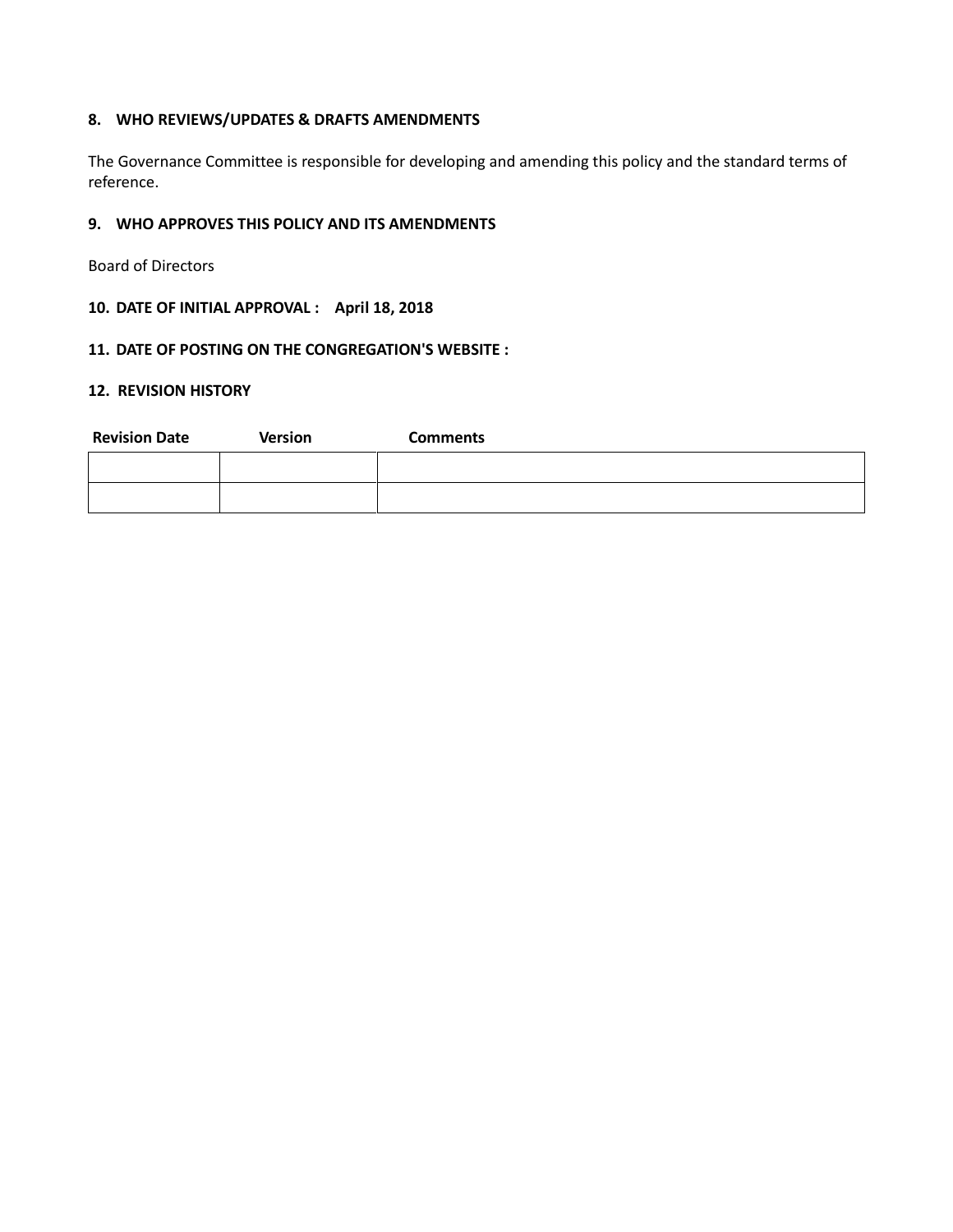## 8. WHO REVIEWS/UPDATES & DRAFTS AMENDMENTS

The Governance Committee is responsible for developing and amending this policy and the standard terms of reference.

## 9. WHO APPROVES THIS POLICY AND ITS AMENDMENTS

Board of Directors

## 10. DATE OF INITIAL APPROVAL : April 18, 2018

## 11. DATE OF POSTING ON THE CONGREGATION'S WEBSITE :

## 12. REVISION HISTORY

| Revision Date | Version | Comments |
| --- | --- | --- |
| | | |
| | | |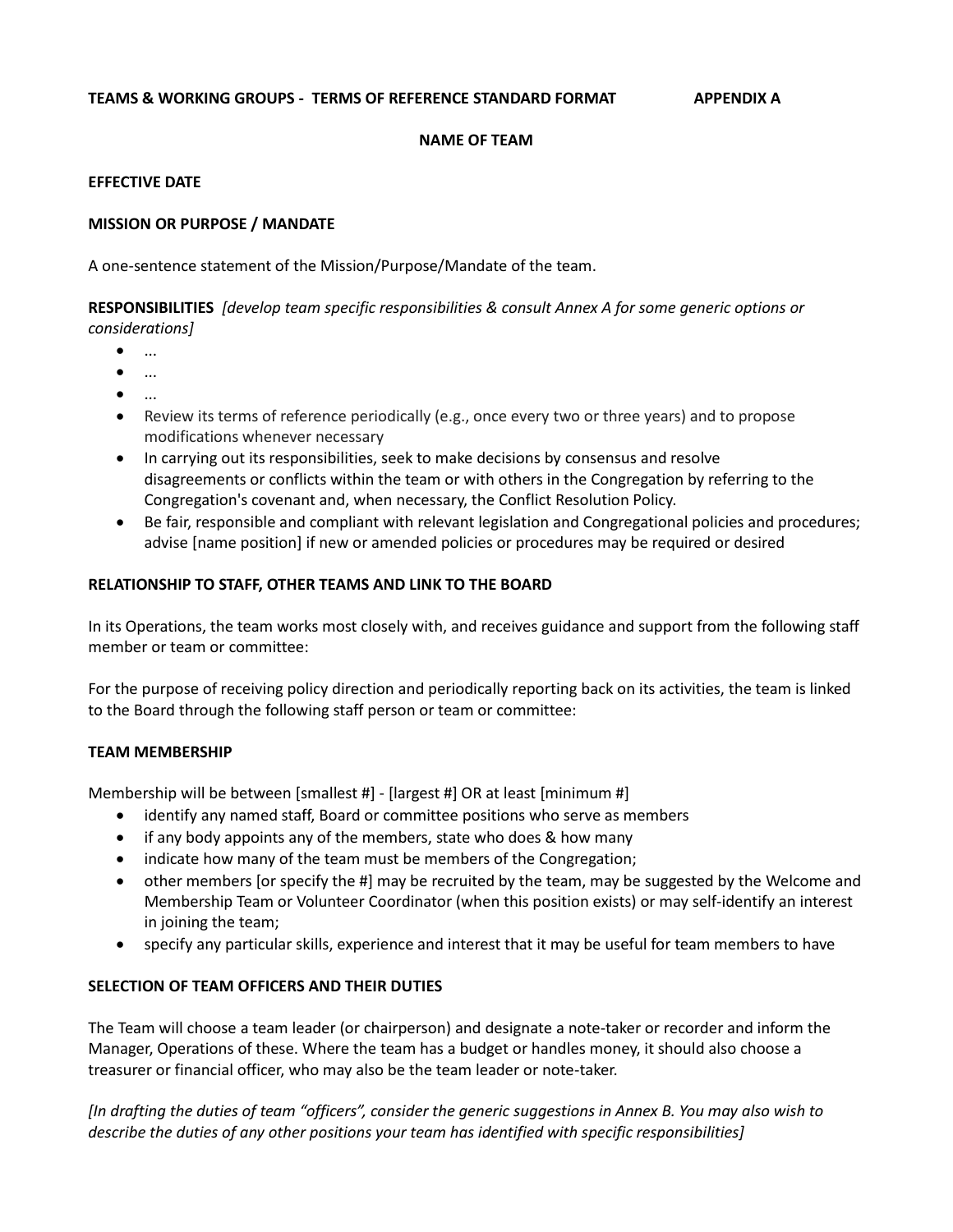**TEAMS & WORKING GROUPS - TERMS OF REFERENCE STANDARD FORMAT APPENDIX A**

**NAME OF TEAM**

**EFFECTIVE DATE**

**MISSION OR PURPOSE / MANDATE**

A one-sentence statement of the Mission/Purpose/Mandate of the team.

**RESPONSIBILITIES** *[develop team specific responsibilities & consult Annex A for some generic options or considerations]*

- ...
- ...
- ...
- Review its terms of reference periodically (e.g., once every two or three years) and to propose modifications whenever necessary
- In carrying out its responsibilities, seek to make decisions by consensus and resolve disagreements or conflicts within the team or with others in the Congregation by referring to the Congregation's covenant and, when necessary, the Conflict Resolution Policy.
- Be fair, responsible and compliant with relevant legislation and Congregational policies and procedures; advise [name position] if new or amended policies or procedures may be required or desired

**RELATIONSHIP TO STAFF, OTHER TEAMS AND LINK TO THE BOARD**

In its Operations, the team works most closely with, and receives guidance and support from the following staff member or team or committee:

For the purpose of receiving policy direction and periodically reporting back on its activities, the team is linked to the Board through the following staff person or team or committee:

**TEAM MEMBERSHIP**

Membership will be between [smallest #] - [largest #] OR at least [minimum #]

- identify any named staff, Board or committee positions who serve as members
- if any body appoints any of the members, state who does & how many
- indicate how many of the team must be members of the Congregation;
- other members [or specify the #] may be recruited by the team, may be suggested by the Welcome and Membership Team or Volunteer Coordinator (when this position exists) or may self-identify an interest in joining the team;
- specify any particular skills, experience and interest that it may be useful for team members to have

**SELECTION OF TEAM OFFICERS AND THEIR DUTIES**

The Team will choose a team leader (or chairperson) and designate a note-taker or recorder and inform the Manager, Operations of these. Where the team has a budget or handles money, it should also choose a treasurer or financial officer, who may also be the team leader or note-taker.

*[In drafting the duties of team "officers", consider the generic suggestions in Annex B. You may also wish to describe the duties of any other positions your team has identified with specific responsibilities]*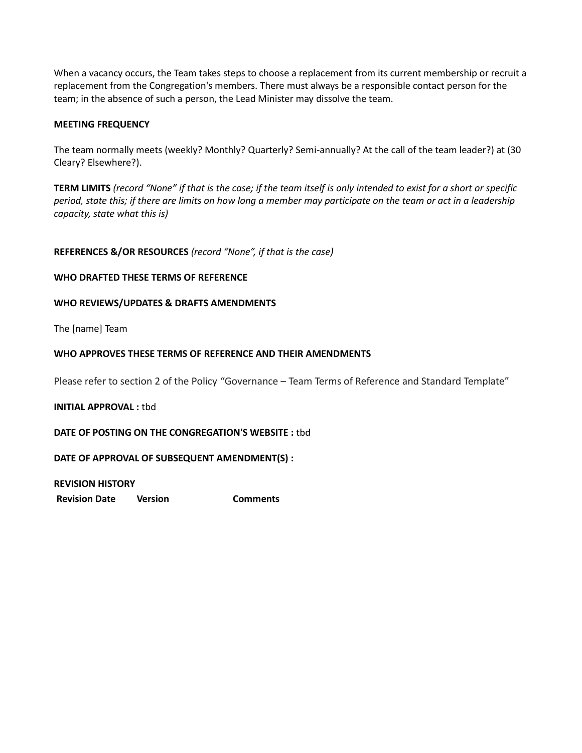When a vacancy occurs, the Team takes steps to choose a replacement from its current membership or recruit a replacement from the Congregation's members. There must always be a responsible contact person for the team; in the absence of such a person, the Lead Minister may dissolve the team.

**MEETING FREQUENCY**

The team normally meets (weekly? Monthly? Quarterly? Semi-annually? At the call of the team leader?) at (30 Cleary? Elsewhere?).

**TERM LIMITS** *(record "None" if that is the case; if the team itself is only intended to exist for a short or specific period, state this; if there are limits on how long a member may participate on the team or act in a leadership capacity, state what this is)*

**REFERENCES &/OR RESOURCES** *(record "None", if that is the case)*

**WHO DRAFTED THESE TERMS OF REFERENCE**

**WHO REVIEWS/UPDATES & DRAFTS AMENDMENTS**

The [name] Team

**WHO APPROVES THESE TERMS OF REFERENCE AND THEIR AMENDMENTS**

Please refer to section 2 of the Policy "Governance – Team Terms of Reference and Standard Template"

**INITIAL APPROVAL :** tbd

**DATE OF POSTING ON THE CONGREGATION'S WEBSITE :** tbd

**DATE OF APPROVAL OF SUBSEQUENT AMENDMENT(S) :**

**REVISION HISTORY**

| Revision Date | Version | Comments |
|---|---|---|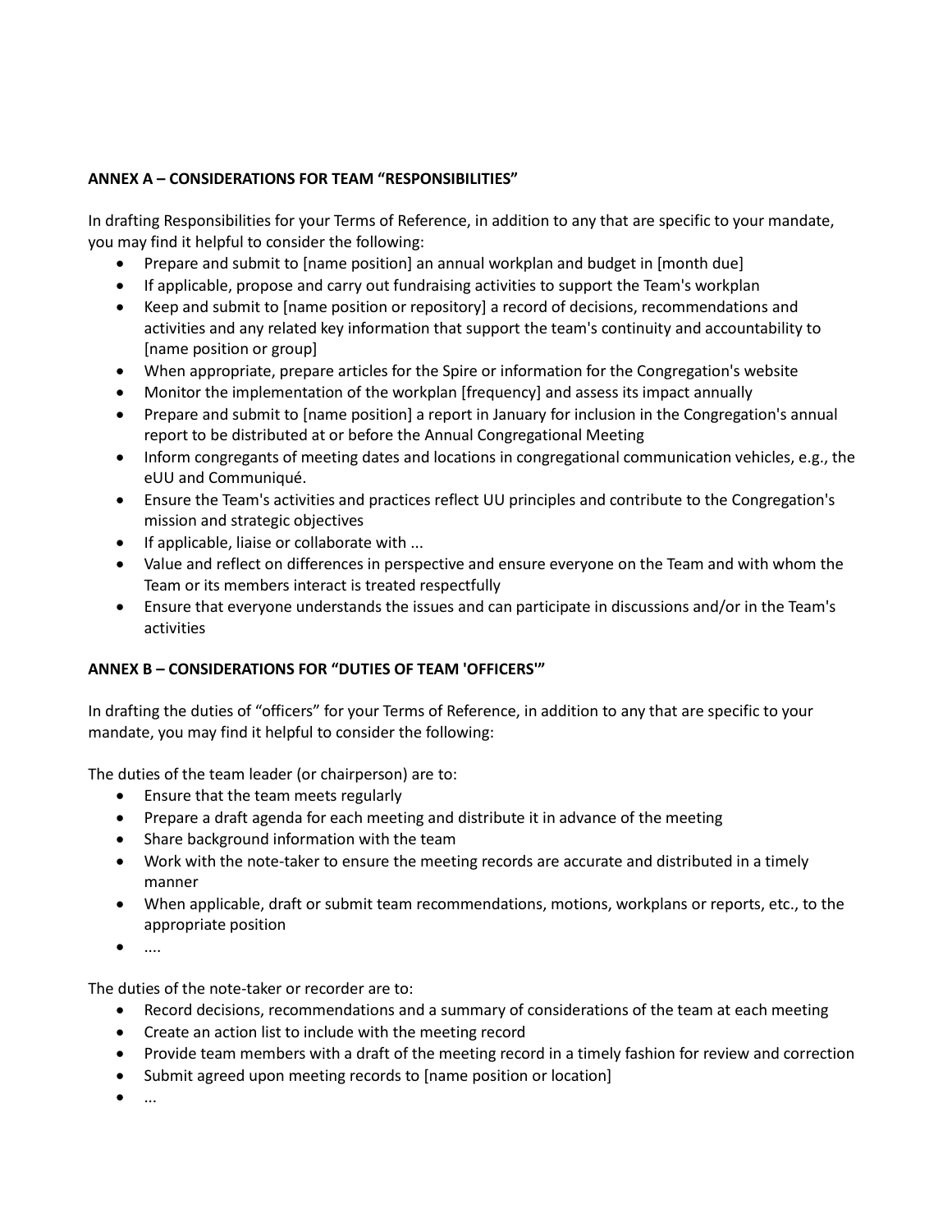**ANNEX A – CONSIDERATIONS FOR TEAM "RESPONSIBILITIES"**

In drafting Responsibilities for your Terms of Reference, in addition to any that are specific to your mandate, you may find it helpful to consider the following:

- Prepare and submit to [name position] an annual workplan and budget in [month due]
- If applicable, propose and carry out fundraising activities to support the Team's workplan
- Keep and submit to [name position or repository] a record of decisions, recommendations and activities and any related key information that support the team's continuity and accountability to [name position or group]
- When appropriate, prepare articles for the Spire or information for the Congregation's website
- Monitor the implementation of the workplan [frequency] and assess its impact annually
- Prepare and submit to [name position] a report in January for inclusion in the Congregation's annual report to be distributed at or before the Annual Congregational Meeting
- Inform congregants of meeting dates and locations in congregational communication vehicles, e.g., the eUU and Communiqué.
- Ensure the Team's activities and practices reflect UU principles and contribute to the Congregation's mission and strategic objectives
- If applicable, liaise or collaborate with ...
- Value and reflect on differences in perspective and ensure everyone on the Team and with whom the Team or its members interact is treated respectfully
- Ensure that everyone understands the issues and can participate in discussions and/or in the Team's activities

**ANNEX B – CONSIDERATIONS FOR "DUTIES OF TEAM 'OFFICERS'"**

In drafting the duties of "officers" for your Terms of Reference, in addition to any that are specific to your mandate, you may find it helpful to consider the following:

The duties of the team leader (or chairperson) are to:

- Ensure that the team meets regularly
- Prepare a draft agenda for each meeting and distribute it in advance of the meeting
- Share background information with the team
- Work with the note-taker to ensure the meeting records are accurate and distributed in a timely manner
- When applicable, draft or submit team recommendations, motions, workplans or reports, etc., to the appropriate position
- ....

The duties of the note-taker or recorder are to:

- Record decisions, recommendations and a summary of considerations of the team at each meeting
- Create an action list to include with the meeting record
- Provide team members with a draft of the meeting record in a timely fashion for review and correction
- Submit agreed upon meeting records to [name position or location]
- ...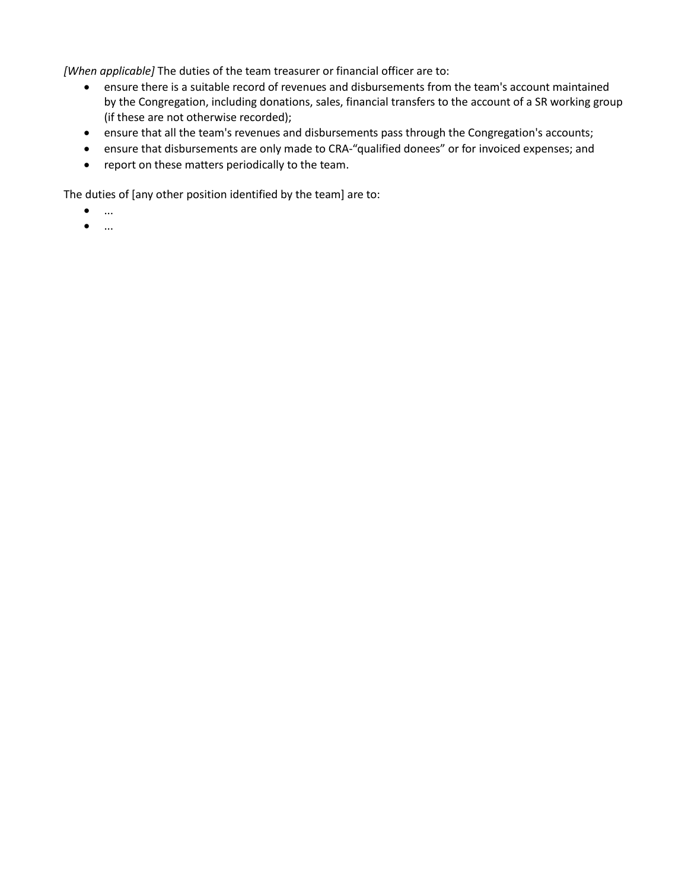*[When applicable]* The duties of the team treasurer or financial officer are to:

- ensure there is a suitable record of revenues and disbursements from the team's account maintained by the Congregation, including donations, sales, financial transfers to the account of a SR working group (if these are not otherwise recorded);
- ensure that all the team's revenues and disbursements pass through the Congregation's accounts;
- ensure that disbursements are only made to CRA-"qualified donees" or for invoiced expenses; and
- report on these matters periodically to the team.

The duties of [any other position identified by the team] are to:

- ...
- ...